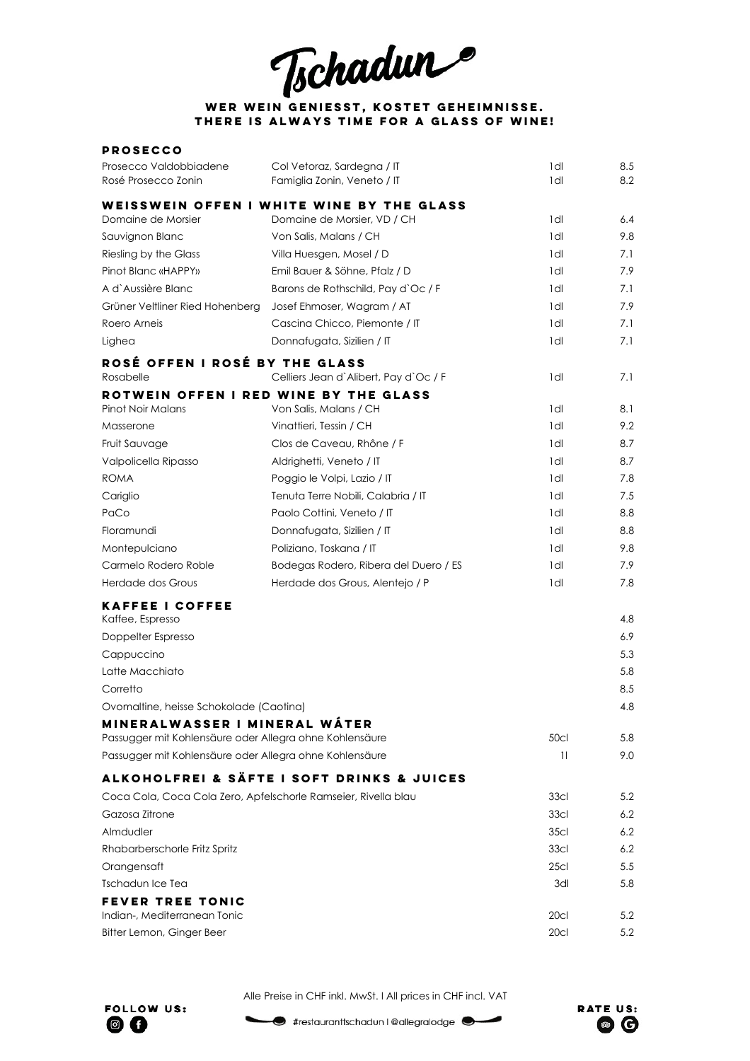# Tschadun

**WER WEIN GENIESST, KOSTET GEHEIMNISSE.**
**THERE IS ALWAYS TIME FOR A GLASS OF WINE!**

## PROSECCO

| | | | |
|---|---|---|---|
| Prosecco Valdobbiadene | Col Vetoraz, Sardegna / IT | 1dl | 8.5 |
| Rosé Prosecco Zonin | Famiglia Zonin, Veneto / IT | 1dl | 8.2 |

## WEISSWEIN OFFEN I WHITE WINE BY THE GLASS

| | | | |
|---|---|---|---|
| Domaine de Morsier | Domaine de Morsier, VD / CH | 1dl | 6.4 |
| Sauvignon Blanc | Von Salis, Malans / CH | 1dl | 9.8 |
| Riesling by the Glass | Villa Huesgen, Mosel / D | 1dl | 7.1 |
| Pinot Blanc «HAPPY» | Emil Bauer & Söhne, Pfalz / D | 1dl | 7.9 |
| A d`Aussière Blanc | Barons de Rothschild, Pay d`Oc / F | 1dl | 7.1 |
| Grüner Veltliner Ried Hohenberg | Josef Ehmoser, Wagram / AT | 1dl | 7.9 |
| Roero Arneis | Cascina Chicco, Piemonte / IT | 1dl | 7.1 |
| Lighea | Donnafugata, Sizilien / IT | 1dl | 7.1 |

## ROSÉ OFFEN I ROSÉ BY THE GLASS

| | | | |
|---|---|---|---|
| Rosabelle | Celliers Jean d`Alibert, Pay d`Oc / F | 1dl | 7.1 |

## ROTWEIN OFFEN I RED WINE BY THE GLASS

| | | | |
|---|---|---|---|
| Pinot Noir Malans | Von Salis, Malans / CH | 1dl | 8.1 |
| Masserone | Vinattieri, Tessin / CH | 1dl | 9.2 |
| Fruit Sauvage | Clos de Caveau, Rhône / F | 1dl | 8.7 |
| Valpolicella Ripasso | Aldrighetti, Veneto / IT | 1dl | 8.7 |
| ROMA | Poggio le Volpi, Lazio / IT | 1dl | 7.8 |
| Cariglio | Tenuta Terre Nobili, Calabria / IT | 1dl | 7.5 |
| PaCo | Paolo Cottini, Veneto / IT | 1dl | 8.8 |
| Floramundi | Donnafugata, Sizilien / IT | 1dl | 8.8 |
| Montepulciano | Poliziano, Toskana / IT | 1dl | 9.8 |
| Carmelo Rodero Roble | Bodegas Rodero, Ribera del Duero / ES | 1dl | 7.9 |
| Herdade dos Grous | Herdade dos Grous, Alentejo / P | 1dl | 7.8 |

## KAFFEE I COFFEE

| | |
|---|---|
| Kaffee, Espresso | 4.8 |
| Doppelter Espresso | 6.9 |
| Cappuccino | 5.3 |
| Latte Macchiato | 5.8 |
| Corretto | 8.5 |
| Ovomaltine, heisse Schokolade (Caotina) | 4.8 |

## MINERALWASSER I MINERAL WÁTER

| | | |
|---|---|---|
| Passugger mit Kohlensäure oder Allegra ohne Kohlensäure | 50cl | 5.8 |
| Passugger mit Kohlensäure oder Allegra ohne Kohlensäure | 1l | 9.0 |

## ALKOHOLFREI & SÄFTE I SOFT DRINKS & JUICES

| | | |
|---|---|---|
| Coca Cola, Coca Cola Zero, Apfelschorle Ramseier, Rivella blau | 33cl | 5.2 |
| Gazosa Zitrone | 33cl | 6.2 |
| Almdudler | 35cl | 6.2 |
| Rhabarberschorle Fritz Spritz | 33cl | 6.2 |
| Orangensaft | 25cl | 5.5 |
| Tschadun Ice Tea | 3dl | 5.8 |

## FEVER TREE TONIC

| | | |
|---|---|---|
| Indian-, Mediterranean Tonic | 20cl | 5.2 |
| Bitter Lemon, Ginger Beer | 20cl | 5.2 |

Alle Preise in CHF inkl. MwSt. I All prices in CHF incl. VAT

FOLLOW US: #restauranttschadun I @allegralodge RATE US: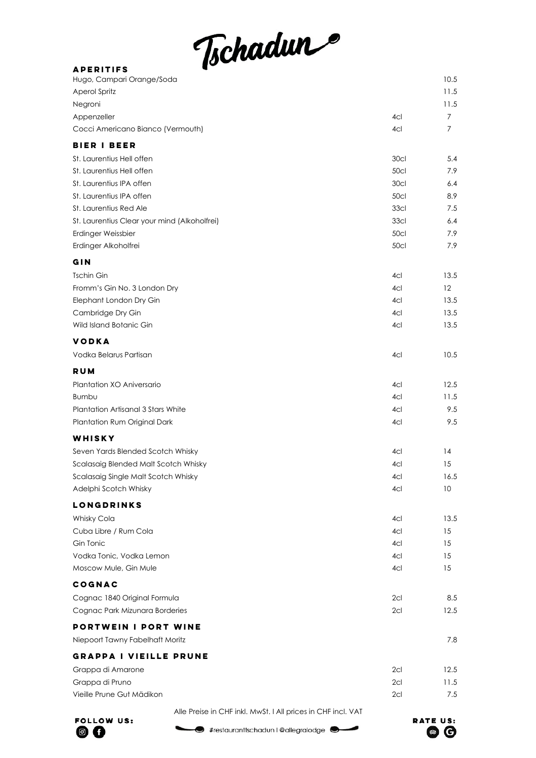# Tschadun

## APERITIFS

| | | |
|---|---|---|
| Hugo, Campari Orange/Soda | | 10.5 |
| Aperol Spritz | | 11.5 |
| Negroni | | 11.5 |
| Appenzeller | 4cl | 7 |
| Cocci Americano Bianco (Vermouth) | 4cl | 7 |

## BIER I BEER

| | | |
|---|---|---|
| St. Laurentius Hell offen | 30cl | 5.4 |
| St. Laurentius Hell offen | 50cl | 7.9 |
| St. Laurentius IPA offen | 30cl | 6.4 |
| St. Laurentius IPA offen | 50cl | 8.9 |
| St. Laurentius Red Ale | 33cl | 7.5 |
| St. Laurentius Clear your mind (Alkoholfrei) | 33cl | 6.4 |
| Erdinger Weissbier | 50cl | 7.9 |
| Erdinger Alkoholfrei | 50cl | 7.9 |

## GIN

| | | |
|---|---|---|
| Tschin Gin | 4cl | 13.5 |
| Fromm's Gin No. 3 London Dry | 4cl | 12 |
| Elephant London Dry Gin | 4cl | 13.5 |
| Cambridge Dry Gin | 4cl | 13.5 |
| Wild Island Botanic Gin | 4cl | 13.5 |

## VODKA

| | | |
|---|---|---|
| Vodka Belarus Partisan | 4cl | 10.5 |

## RUM

| | | |
|---|---|---|
| Plantation XO Aniversario | 4cl | 12.5 |
| Bumbu | 4cl | 11.5 |
| Plantation Artisanal 3 Stars White | 4cl | 9.5 |
| Plantation Rum Original Dark | 4cl | 9.5 |

## WHISKY

| | | |
|---|---|---|
| Seven Yards Blended Scotch Whisky | 4cl | 14 |
| Scalasaig Blended Malt Scotch Whisky | 4cl | 15 |
| Scalasaig Single Malt Scotch Whisky | 4cl | 16.5 |
| Adelphi Scotch Whisky | 4cl | 10 |

## LONGDRINKS

| | | |
|---|---|---|
| Whisky Cola | 4cl | 13.5 |
| Cuba Libre / Rum Cola | 4cl | 15 |
| Gin Tonic | 4cl | 15 |
| Vodka Tonic, Vodka Lemon | 4cl | 15 |
| Moscow Mule, Gin Mule | 4cl | 15 |

## COGNAC

| | | |
|---|---|---|
| Cognac 1840 Original Formula | 2cl | 8.5 |
| Cognac Park Mizunara Borderies | 2cl | 12.5 |

## PORTWEIN I PORT WINE

| | | |
|---|---|---|
| Niepoort Tawny Fabelhaft Moritz | | 7.8 |

## GRAPPA I VIEILLE PRUNE

| | | |
|---|---|---|
| Grappa di Amarone | 2cl | 12.5 |
| Grappa di Pruno | 2cl | 11.5 |
| Vieille Prune Gut Mädikon | 2cl | 7.5 |

Alle Preise in CHF inkl. MwSt. I All prices in CHF incl. VAT

FOLLOW US:

#restauranttschadun I @allegralodge

RATE US: